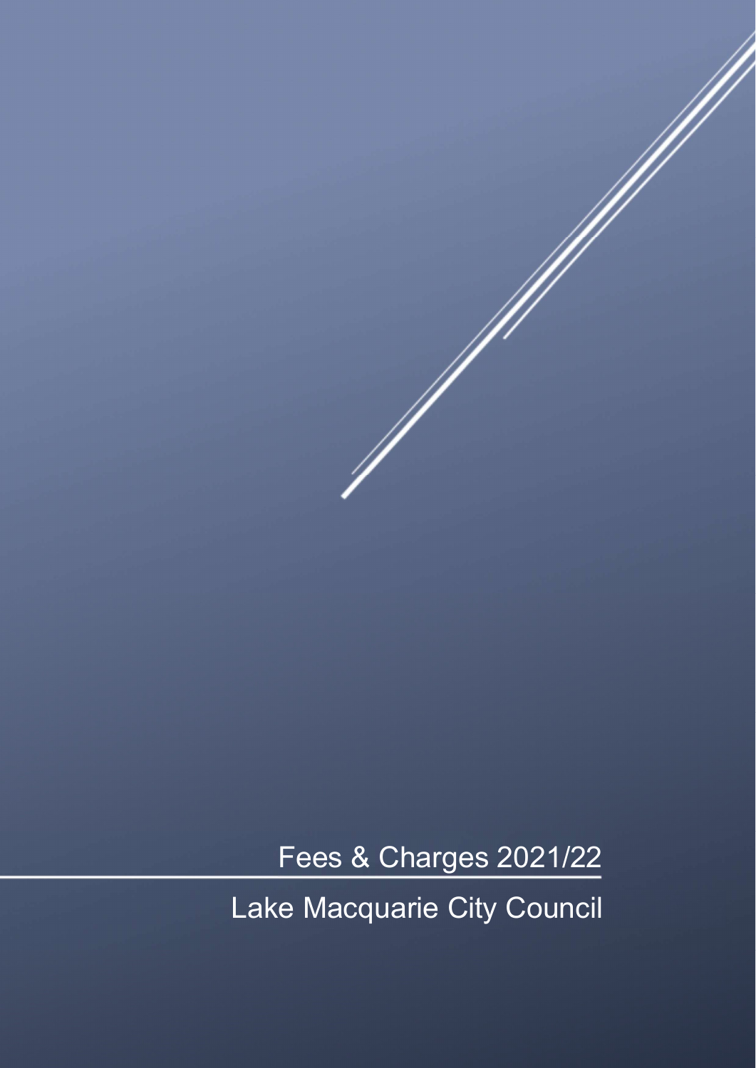# Fees & Charges 2021/22

## Lake Macquarie City Council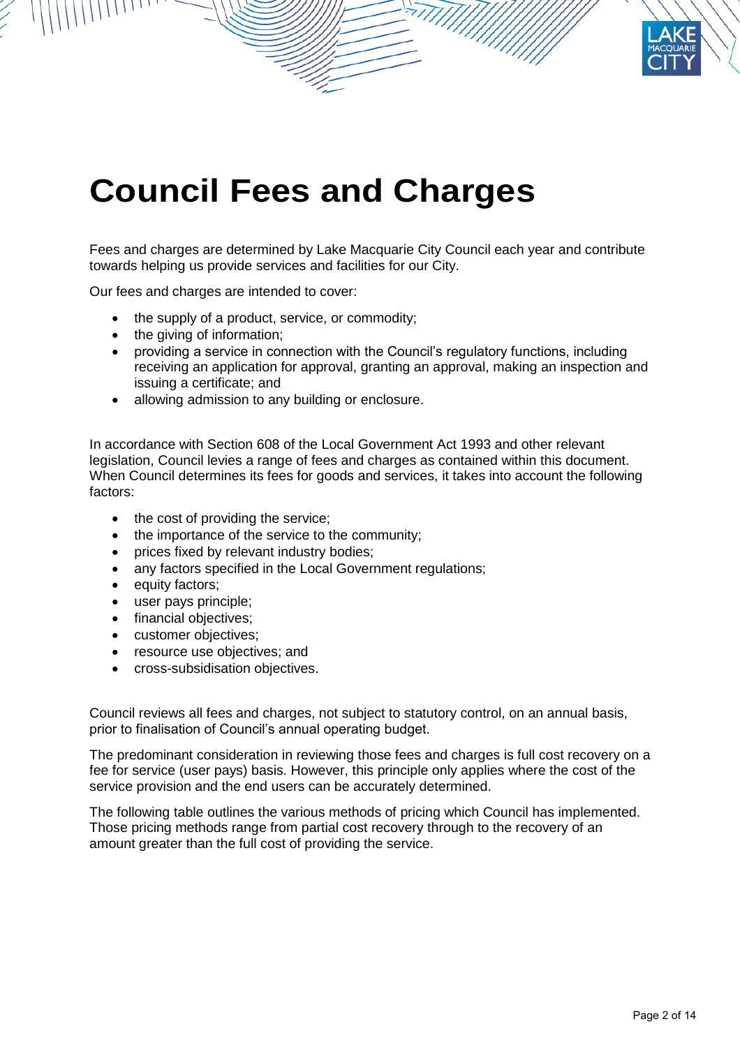# Council Fees and Charges

Fees and charges are determined by Lake Macquarie City Council each year and contribute towards helping us provide services and facilities for our City.

Our fees and charges are intended to cover:

- the supply of a product, service, or commodity;
- the giving of information;
- providing a service in connection with the Council's regulatory functions, including receiving an application for approval, granting an approval, making an inspection and issuing a certificate; and
- allowing admission to any building or enclosure.

In accordance with Section 608 of the Local Government Act 1993 and other relevant legislation, Council levies a range of fees and charges as contained within this document. When Council determines its fees for goods and services, it takes into account the following factors:

- the cost of providing the service;
- the importance of the service to the community;
- prices fixed by relevant industry bodies;
- any factors specified in the Local Government regulations;
- equity factors;
- user pays principle;
- financial objectives;
- customer objectives;
- resource use objectives; and
- cross-subsidisation objectives.

Council reviews all fees and charges, not subject to statutory control, on an annual basis, prior to finalisation of Council's annual operating budget.

The predominant consideration in reviewing those fees and charges is full cost recovery on a fee for service (user pays) basis. However, this principle only applies where the cost of the service provision and the end users can be accurately determined.

The following table outlines the various methods of pricing which Council has implemented. Those pricing methods range from partial cost recovery through to the recovery of an amount greater than the full cost of providing the service.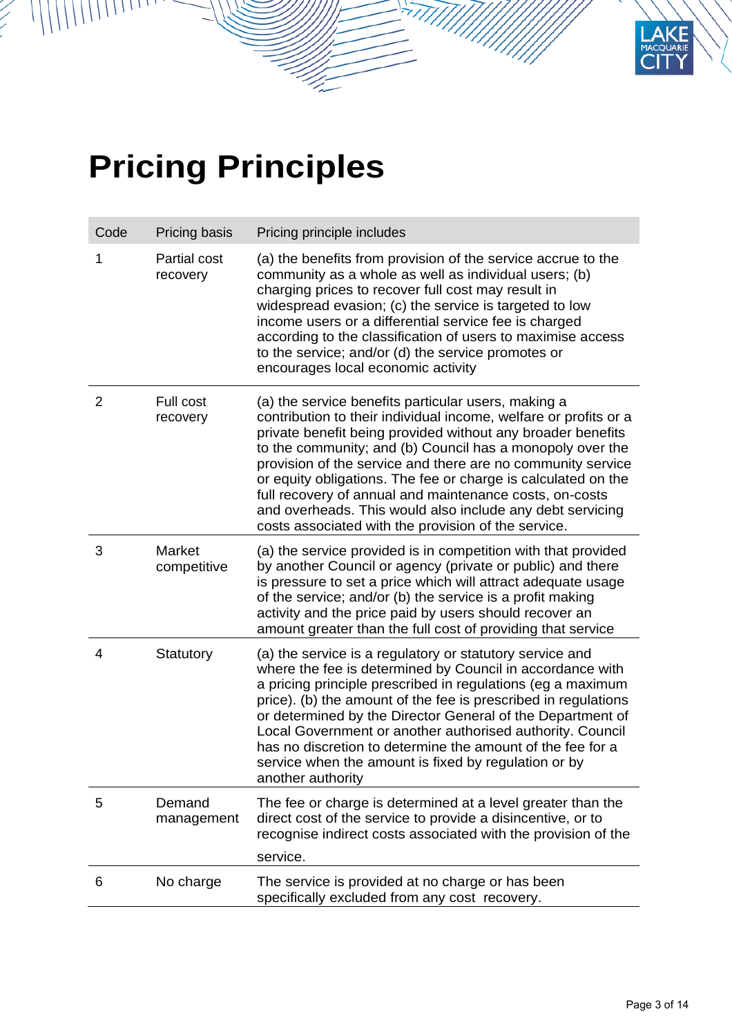# Pricing Principles

| Code | Pricing basis | Pricing principle includes |
|---|---|---|
| 1 | Partial cost recovery | (a) the benefits from provision of the service accrue to the community as a whole as well as individual users; (b) charging prices to recover full cost may result in widespread evasion; (c) the service is targeted to low income users or a differential service fee is charged according to the classification of users to maximise access to the service; and/or (d) the service promotes or encourages local economic activity |
| 2 | Full cost recovery | (a) the service benefits particular users, making a contribution to their individual income, welfare or profits or a private benefit being provided without any broader benefits to the community; and (b) Council has a monopoly over the provision of the service and there are no community service or equity obligations. The fee or charge is calculated on the full recovery of annual and maintenance costs, on-costs and overheads. This would also include any debt servicing costs associated with the provision of the service. |
| 3 | Market competitive | (a) the service provided is in competition with that provided by another Council or agency (private or public) and there is pressure to set a price which will attract adequate usage of the service; and/or (b) the service is a profit making activity and the price paid by users should recover an amount greater than the full cost of providing that service |
| 4 | Statutory | (a) the service is a regulatory or statutory service and where the fee is determined by Council in accordance with a pricing principle prescribed in regulations (eg a maximum price). (b) the amount of the fee is prescribed in regulations or determined by the Director General of the Department of Local Government or another authorised authority. Council has no discretion to determine the amount of the fee for a service when the amount is fixed by regulation or by another authority |
| 5 | Demand management | The fee or charge is determined at a level greater than the direct cost of the service to provide a disincentive, or to recognise indirect costs associated with the provision of the service. |
| 6 | No charge | The service is provided at no charge or has been specifically excluded from any cost recovery. |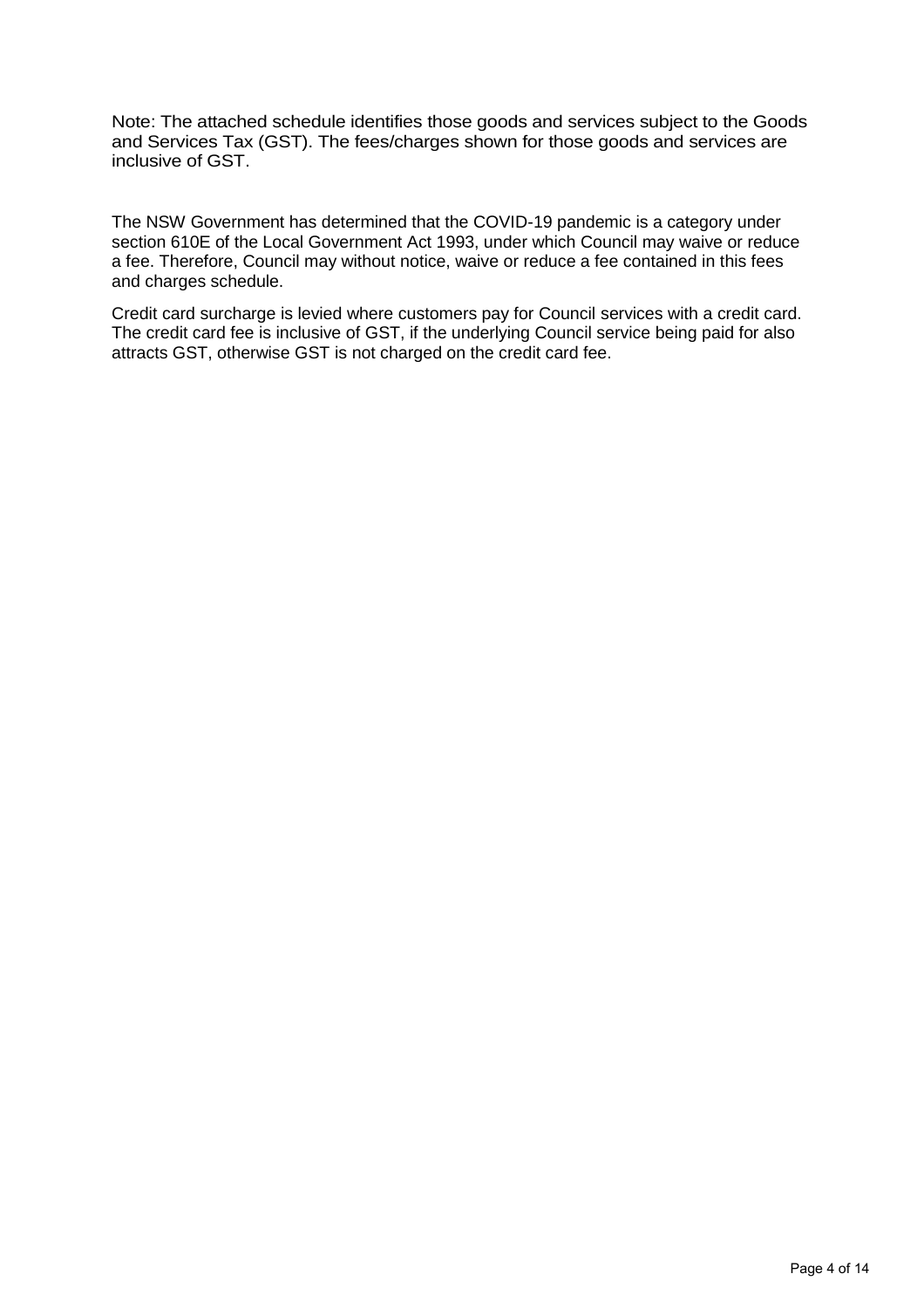Note: The attached schedule identifies those goods and services subject to the Goods and Services Tax (GST). The fees/charges shown for those goods and services are inclusive of GST.

The NSW Government has determined that the COVID-19 pandemic is a category under section 610E of the Local Government Act 1993, under which Council may waive or reduce a fee. Therefore, Council may without notice, waive or reduce a fee contained in this fees and charges schedule.

Credit card surcharge is levied where customers pay for Council services with a credit card. The credit card fee is inclusive of GST, if the underlying Council service being paid for also attracts GST, otherwise GST is not charged on the credit card fee.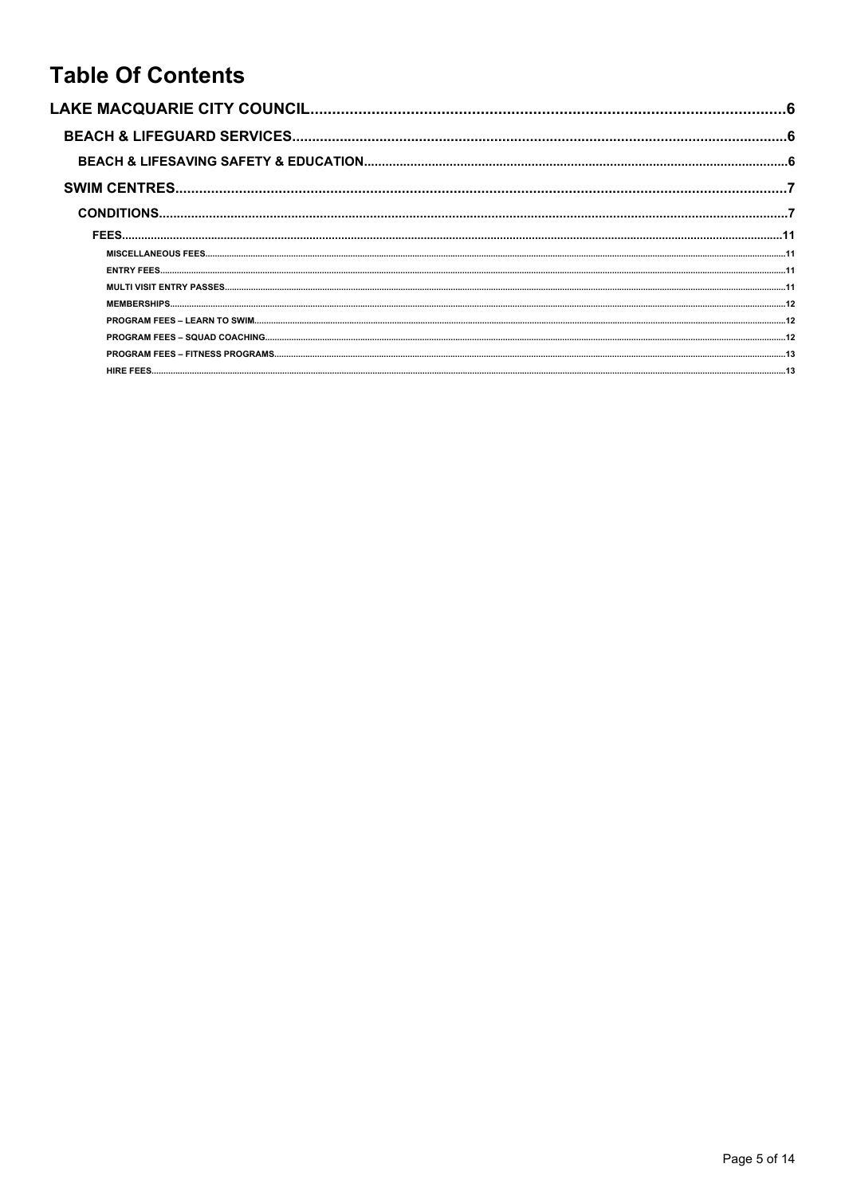# Table Of Contents

LAKE MACQUARIE CITY COUNCIL....................6

- BEACH & LIFEGUARD SERVICES....................6
  - BEACH & LIFESAVING SAFETY & EDUCATION....................6
- SWIM CENTRES....................7
  - CONDITIONS....................7
    - FEES....................11
      - MISCELLANEOUS FEES....................11
      - ENTRY FEES....................11
      - MULTI VISIT ENTRY PASSES....................11
      - MEMBERSHIPS....................12
      - PROGRAM FEES – LEARN TO SWIM....................12
      - PROGRAM FEES – SQUAD COACHING....................12
      - PROGRAM FEES – FITNESS PROGRAMS....................13
      - HIRE FEES....................13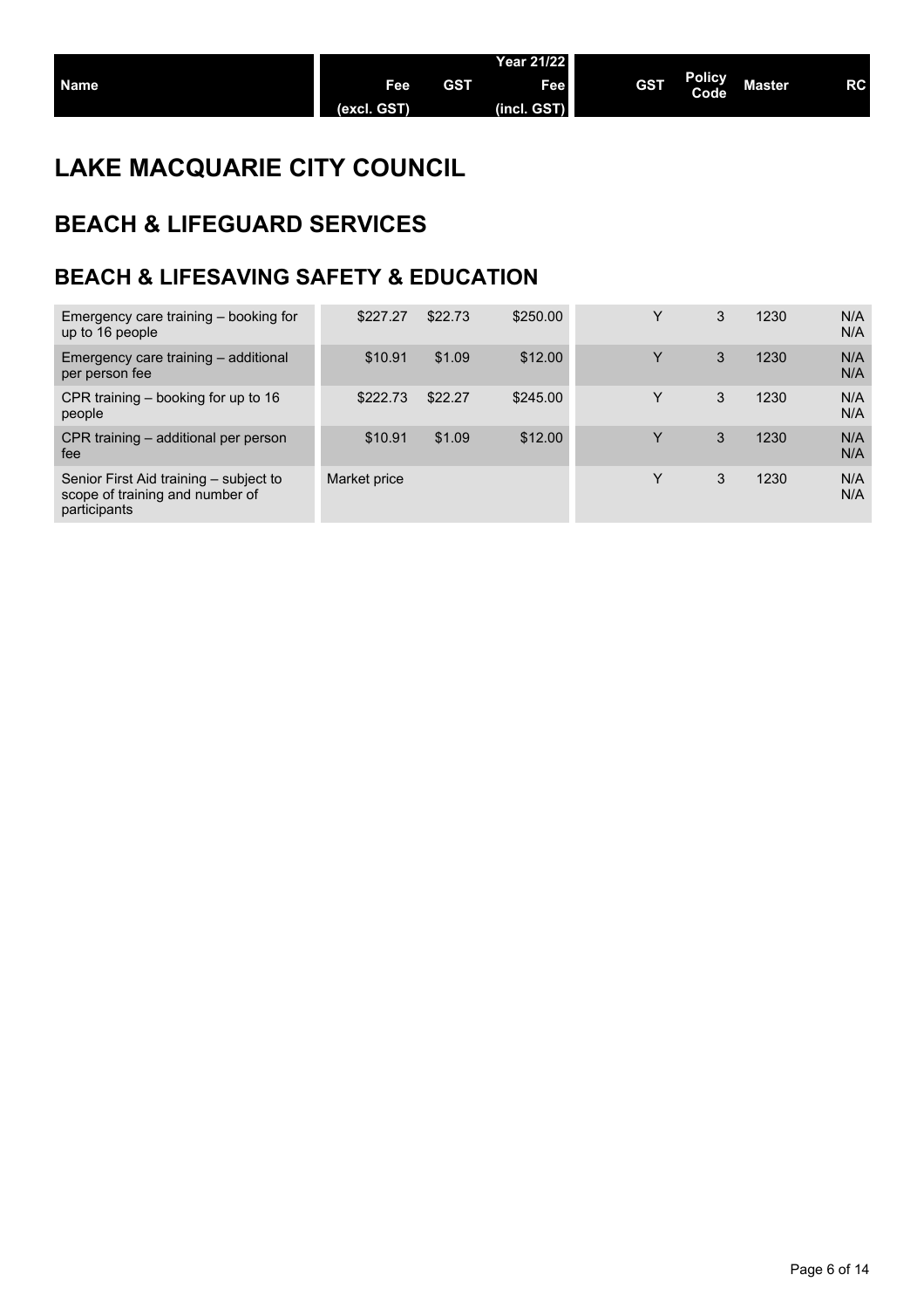| Name | Fee (excl. GST) | GST | Year 21/22 Fee (incl. GST) | GST | Policy Code | Master | RC |
|---|---|---|---|---|---|---|---|

# LAKE MACQUARIE CITY COUNCIL

## BEACH & LIFEGUARD SERVICES

### BEACH & LIFESAVING SAFETY & EDUCATION

| Name | Fee (excl. GST) | GST | Year 21/22 Fee (incl. GST) | GST | Policy Code | Master | RC |
|---|---|---|---|---|---|---|---|
| Emergency care training – booking for up to 16 people | $227.27 | $22.73 | $250.00 | Y | 3 | 1230 | N/A N/A |
| Emergency care training – additional per person fee | $10.91 | $1.09 | $12.00 | Y | 3 | 1230 | N/A N/A |
| CPR training – booking for up to 16 people | $222.73 | $22.27 | $245.00 | Y | 3 | 1230 | N/A N/A |
| CPR training – additional per person fee | $10.91 | $1.09 | $12.00 | Y | 3 | 1230 | N/A N/A |
| Senior First Aid training – subject to scope of training and number of participants | Market price | | | Y | 3 | 1230 | N/A N/A |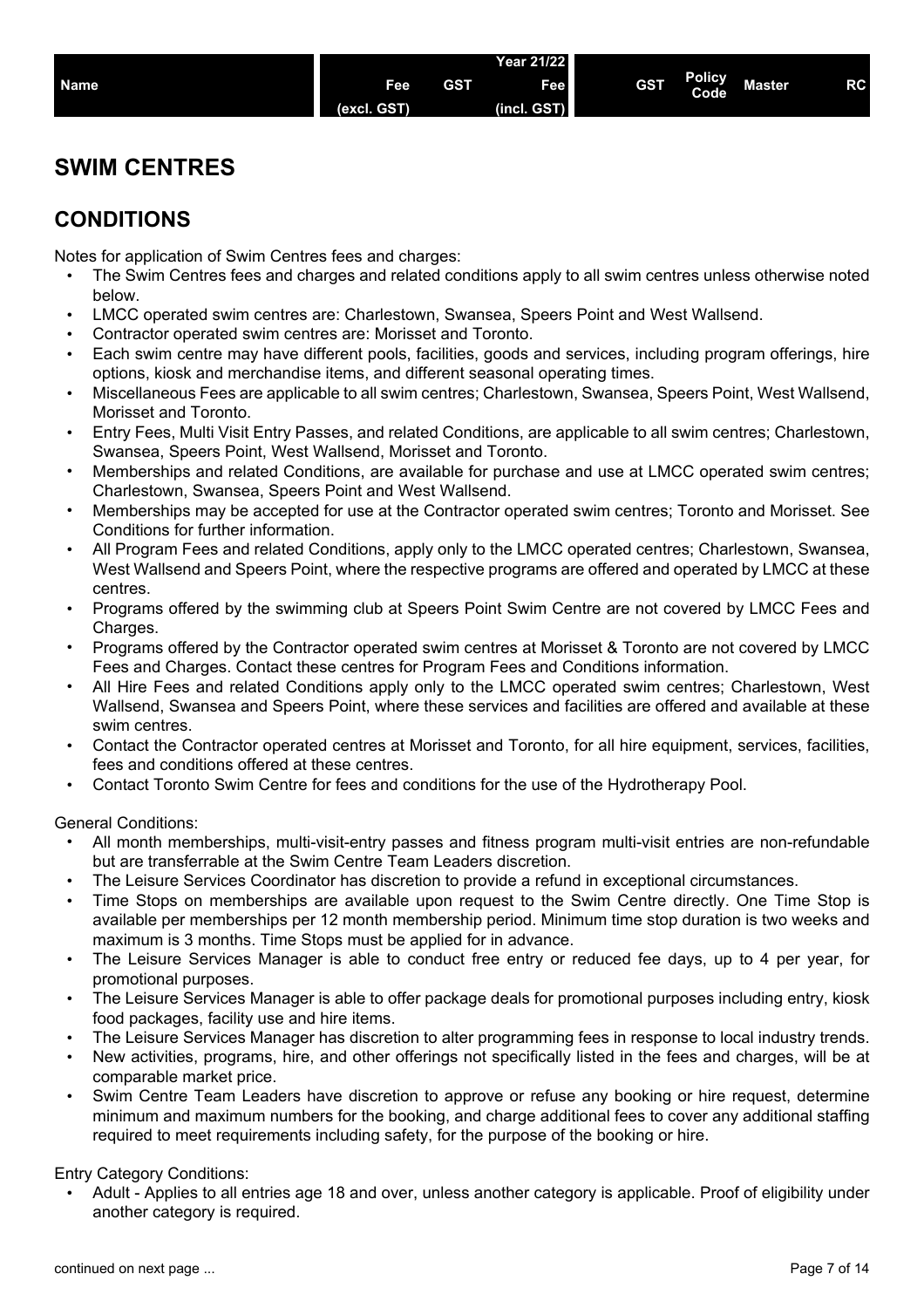| Name | Fee (excl. GST) | GST | Year 21/22 Fee (incl. GST) | GST | Policy Code | Master | RC |
|---|---|---|---|---|---|---|---|

## SWIM CENTRES

## CONDITIONS

Notes for application of Swim Centres fees and charges:

- The Swim Centres fees and charges and related conditions apply to all swim centres unless otherwise noted below.
- LMCC operated swim centres are: Charlestown, Swansea, Speers Point and West Wallsend.
- Contractor operated swim centres are: Morisset and Toronto.
- Each swim centre may have different pools, facilities, goods and services, including program offerings, hire options, kiosk and merchandise items, and different seasonal operating times.
- Miscellaneous Fees are applicable to all swim centres; Charlestown, Swansea, Speers Point, West Wallsend, Morisset and Toronto.
- Entry Fees, Multi Visit Entry Passes, and related Conditions, are applicable to all swim centres; Charlestown, Swansea, Speers Point, West Wallsend, Morisset and Toronto.
- Memberships and related Conditions, are available for purchase and use at LMCC operated swim centres; Charlestown, Swansea, Speers Point and West Wallsend.
- Memberships may be accepted for use at the Contractor operated swim centres; Toronto and Morisset. See Conditions for further information.
- All Program Fees and related Conditions, apply only to the LMCC operated centres; Charlestown, Swansea, West Wallsend and Speers Point, where the respective programs are offered and operated by LMCC at these centres.
- Programs offered by the swimming club at Speers Point Swim Centre are not covered by LMCC Fees and Charges.
- Programs offered by the Contractor operated swim centres at Morisset & Toronto are not covered by LMCC Fees and Charges. Contact these centres for Program Fees and Conditions information.
- All Hire Fees and related Conditions apply only to the LMCC operated swim centres; Charlestown, West Wallsend, Swansea and Speers Point, where these services and facilities are offered and available at these swim centres.
- Contact the Contractor operated centres at Morisset and Toronto, for all hire equipment, services, facilities, fees and conditions offered at these centres.
- Contact Toronto Swim Centre for fees and conditions for the use of the Hydrotherapy Pool.

General Conditions:

- All month memberships, multi-visit-entry passes and fitness program multi-visit entries are non-refundable but are transferrable at the Swim Centre Team Leaders discretion.
- The Leisure Services Coordinator has discretion to provide a refund in exceptional circumstances.
- Time Stops on memberships are available upon request to the Swim Centre directly. One Time Stop is available per memberships per 12 month membership period. Minimum time stop duration is two weeks and maximum is 3 months. Time Stops must be applied for in advance.
- The Leisure Services Manager is able to conduct free entry or reduced fee days, up to 4 per year, for promotional purposes.
- The Leisure Services Manager is able to offer package deals for promotional purposes including entry, kiosk food packages, facility use and hire items.
- The Leisure Services Manager has discretion to alter programming fees in response to local industry trends.
- New activities, programs, hire, and other offerings not specifically listed in the fees and charges, will be at comparable market price.
- Swim Centre Team Leaders have discretion to approve or refuse any booking or hire request, determine minimum and maximum numbers for the booking, and charge additional fees to cover any additional staffing required to meet requirements including safety, for the purpose of the booking or hire.

Entry Category Conditions:

- Adult - Applies to all entries age 18 and over, unless another category is applicable. Proof of eligibility under another category is required.

continued on next page ...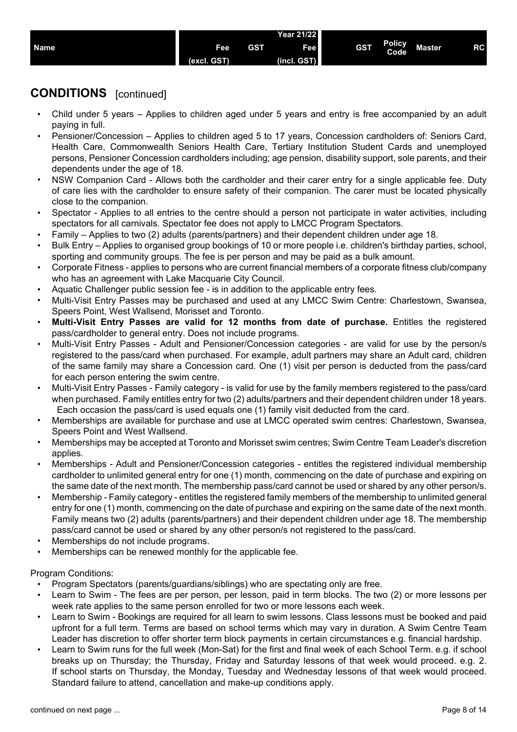| Name | Fee (excl. GST) | GST | Year 21/22 Fee (incl. GST) | GST | Policy Code | Master | RC |
|---|---|---|---|---|---|---|---|

## CONDITIONS [continued]

- Child under 5 years – Applies to children aged under 5 years and entry is free accompanied by an adult paying in full.
- Pensioner/Concession – Applies to children aged 5 to 17 years, Concession cardholders of: Seniors Card, Health Care, Commonwealth Seniors Health Care, Tertiary Institution Student Cards and unemployed persons, Pensioner Concession cardholders including; age pension, disability support, sole parents, and their dependents under the age of 18.
- NSW Companion Card - Allows both the cardholder and their carer entry for a single applicable fee. Duty of care lies with the cardholder to ensure safety of their companion. The carer must be located physically close to the companion.
- Spectator - Applies to all entries to the centre should a person not participate in water activities, including spectators for all carnivals. Spectator fee does not apply to LMCC Program Spectators.
- Family – Applies to two (2) adults (parents/partners) and their dependent children under age 18.
- Bulk Entry – Applies to organised group bookings of 10 or more people i.e. children's birthday parties, school, sporting and community groups. The fee is per person and may be paid as a bulk amount.
- Corporate Fitness - applies to persons who are current financial members of a corporate fitness club/company who has an agreement with Lake Macquarie City Council.
- Aquatic Challenger public session fee - is in addition to the applicable entry fees.
- Multi-Visit Entry Passes may be purchased and used at any LMCC Swim Centre: Charlestown, Swansea, Speers Point, West Wallsend, Morisset and Toronto.
- **Multi-Visit Entry Passes are valid for 12 months from date of purchase.** Entitles the registered pass/cardholder to general entry. Does not include programs.
- Multi-Visit Entry Passes - Adult and Pensioner/Concession categories - are valid for use by the person/s registered to the pass/card when purchased. For example, adult partners may share an Adult card, children of the same family may share a Concession card. One (1) visit per person is deducted from the pass/card for each person entering the swim centre.
- Multi-Visit Entry Passes - Family category - is valid for use by the family members registered to the pass/card when purchased. Family entitles entry for two (2) adults/partners and their dependent children under 18 years. Each occasion the pass/card is used equals one (1) family visit deducted from the card.
- Memberships are available for purchase and use at LMCC operated swim centres: Charlestown, Swansea, Speers Point and West Wallsend.
- Memberships may be accepted at Toronto and Morisset swim centres; Swim Centre Team Leader's discretion applies.
- Memberships - Adult and Pensioner/Concession categories - entitles the registered individual membership cardholder to unlimited general entry for one (1) month, commencing on the date of purchase and expiring on the same date of the next month. The membership pass/card cannot be used or shared by any other person/s.
- Membership - Family category - entitles the registered family members of the membership to unlimited general entry for one (1) month, commencing on the date of purchase and expiring on the same date of the next month. Family means two (2) adults (parents/partners) and their dependent children under age 18. The membership pass/card cannot be used or shared by any other person/s not registered to the pass/card.
- Memberships do not include programs.
- Memberships can be renewed monthly for the applicable fee.

Program Conditions:

- Program Spectators (parents/guardians/siblings) who are spectating only are free.
- Learn to Swim - The fees are per person, per lesson, paid in term blocks. The two (2) or more lessons per week rate applies to the same person enrolled for two or more lessons each week.
- Learn to Swim - Bookings are required for all learn to swim lessons. Class lessons must be booked and paid upfront for a full term. Terms are based on school terms which may vary in duration. A Swim Centre Team Leader has discretion to offer shorter term block payments in certain circumstances e.g. financial hardship.
- Learn to Swim runs for the full week (Mon-Sat) for the first and final week of each School Term. e.g. if school breaks up on Thursday; the Thursday, Friday and Saturday lessons of that week would proceed. e.g. 2. If school starts on Thursday, the Monday, Tuesday and Wednesday lessons of that week would proceed. Standard failure to attend, cancellation and make-up conditions apply.

continued on next page ...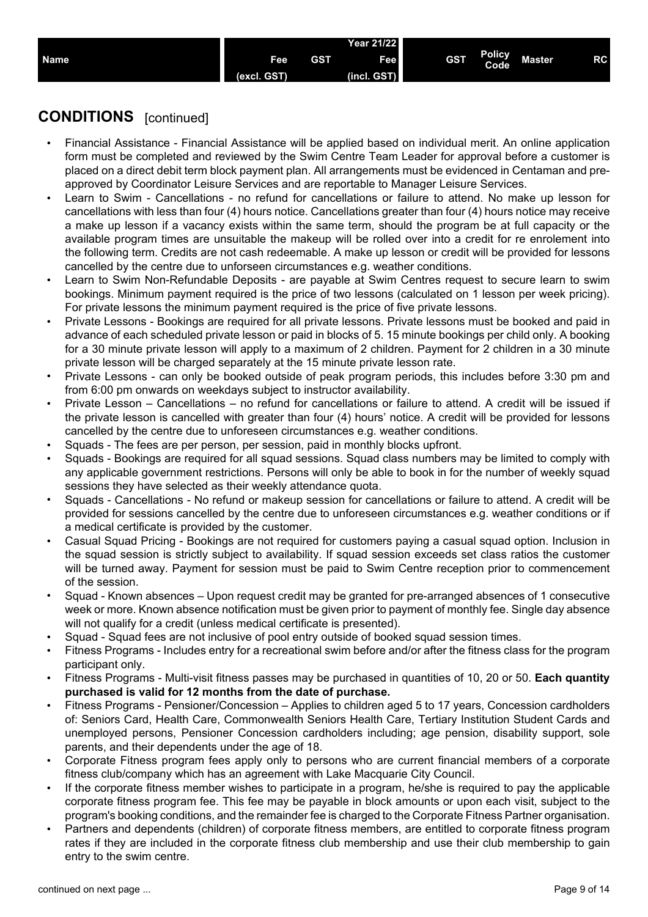| Name | Fee (excl. GST) | GST | Year 21/22 Fee (incl. GST) | GST | Policy Code | Master | RC |
|---|---|---|---|---|---|---|---|

## CONDITIONS [continued]

- Financial Assistance - Financial Assistance will be applied based on individual merit. An online application form must be completed and reviewed by the Swim Centre Team Leader for approval before a customer is placed on a direct debit term block payment plan. All arrangements must be evidenced in Centaman and pre-approved by Coordinator Leisure Services and are reportable to Manager Leisure Services.
- Learn to Swim - Cancellations - no refund for cancellations or failure to attend. No make up lesson for cancellations with less than four (4) hours notice. Cancellations greater than four (4) hours notice may receive a make up lesson if a vacancy exists within the same term, should the program be at full capacity or the available program times are unsuitable the makeup will be rolled over into a credit for re enrolement into the following term. Credits are not cash redeemable. A make up lesson or credit will be provided for lessons cancelled by the centre due to unforseen circumstances e.g. weather conditions.
- Learn to Swim Non-Refundable Deposits - are payable at Swim Centres request to secure learn to swim bookings. Minimum payment required is the price of two lessons (calculated on 1 lesson per week pricing). For private lessons the minimum payment required is the price of five private lessons.
- Private Lessons - Bookings are required for all private lessons. Private lessons must be booked and paid in advance of each scheduled private lesson or paid in blocks of 5. 15 minute bookings per child only. A booking for a 30 minute private lesson will apply to a maximum of 2 children. Payment for 2 children in a 30 minute private lesson will be charged separately at the 15 minute private lesson rate.
- Private Lessons - can only be booked outside of peak program periods, this includes before 3:30 pm and from 6:00 pm onwards on weekdays subject to instructor availability.
- Private Lesson – Cancellations – no refund for cancellations or failure to attend. A credit will be issued if the private lesson is cancelled with greater than four (4) hours' notice. A credit will be provided for lessons cancelled by the centre due to unforeseen circumstances e.g. weather conditions.
- Squads - The fees are per person, per session, paid in monthly blocks upfront.
- Squads - Bookings are required for all squad sessions. Squad class numbers may be limited to comply with any applicable government restrictions. Persons will only be able to book in for the number of weekly squad sessions they have selected as their weekly attendance quota.
- Squads - Cancellations - No refund or makeup session for cancellations or failure to attend. A credit will be provided for sessions cancelled by the centre due to unforeseen circumstances e.g. weather conditions or if a medical certificate is provided by the customer.
- Casual Squad Pricing - Bookings are not required for customers paying a casual squad option. Inclusion in the squad session is strictly subject to availability. If squad session exceeds set class ratios the customer will be turned away. Payment for session must be paid to Swim Centre reception prior to commencement of the session.
- Squad - Known absences – Upon request credit may be granted for pre-arranged absences of 1 consecutive week or more. Known absence notification must be given prior to payment of monthly fee. Single day absence will not qualify for a credit (unless medical certificate is presented).
- Squad - Squad fees are not inclusive of pool entry outside of booked squad session times.
- Fitness Programs - Includes entry for a recreational swim before and/or after the fitness class for the program participant only.
- Fitness Programs - Multi-visit fitness passes may be purchased in quantities of 10, 20 or 50. **Each quantity purchased is valid for 12 months from the date of purchase.**
- Fitness Programs - Pensioner/Concession – Applies to children aged 5 to 17 years, Concession cardholders of: Seniors Card, Health Care, Commonwealth Seniors Health Care, Tertiary Institution Student Cards and unemployed persons, Pensioner Concession cardholders including; age pension, disability support, sole parents, and their dependents under the age of 18.
- Corporate Fitness program fees apply only to persons who are current financial members of a corporate fitness club/company which has an agreement with Lake Macquarie City Council.
- If the corporate fitness member wishes to participate in a program, he/she is required to pay the applicable corporate fitness program fee. This fee may be payable in block amounts or upon each visit, subject to the program's booking conditions, and the remainder fee is charged to the Corporate Fitness Partner organisation.
- Partners and dependents (children) of corporate fitness members, are entitled to corporate fitness program rates if they are included in the corporate fitness club membership and use their club membership to gain entry to the swim centre.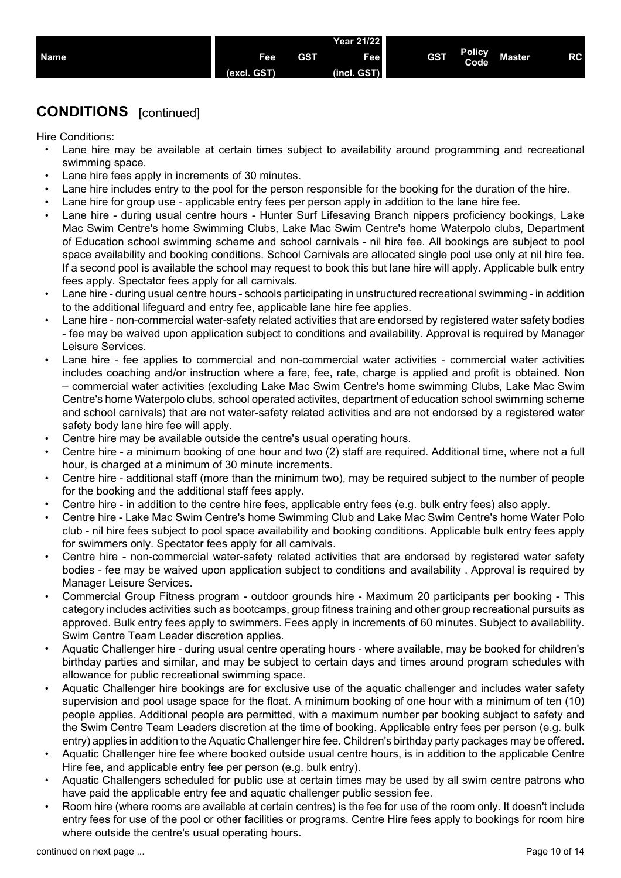| Name | Fee (excl. GST) | GST | Year 21/22 Fee (incl. GST) | GST | Policy Code | Master | RC |
|---|---|---|---|---|---|---|---|

## CONDITIONS [continued]

Hire Conditions:

- Lane hire may be available at certain times subject to availability around programming and recreational swimming space.
- Lane hire fees apply in increments of 30 minutes.
- Lane hire includes entry to the pool for the person responsible for the booking for the duration of the hire.
- Lane hire for group use - applicable entry fees per person apply in addition to the lane hire fee.
- Lane hire - during usual centre hours - Hunter Surf Lifesaving Branch nippers proficiency bookings, Lake Mac Swim Centre's home Swimming Clubs, Lake Mac Swim Centre's home Waterpolo clubs, Department of Education school swimming scheme and school carnivals - nil hire fee. All bookings are subject to pool space availability and booking conditions. School Carnivals are allocated single pool use only at nil hire fee. If a second pool is available the school may request to book this but lane hire will apply. Applicable bulk entry fees apply. Spectator fees apply for all carnivals.
- Lane hire - during usual centre hours - schools participating in unstructured recreational swimming - in addition to the additional lifeguard and entry fee, applicable lane hire fee applies.
- Lane hire - non-commercial water-safety related activities that are endorsed by registered water safety bodies - fee may be waived upon application subject to conditions and availability. Approval is required by Manager Leisure Services.
- Lane hire - fee applies to commercial and non-commercial water activities - commercial water activities includes coaching and/or instruction where a fare, fee, rate, charge is applied and profit is obtained. Non – commercial water activities (excluding Lake Mac Swim Centre's home swimming Clubs, Lake Mac Swim Centre's home Waterpolo clubs, school operated activites, department of education school swimming scheme and school carnivals) that are not water-safety related activities and are not endorsed by a registered water safety body lane hire fee will apply.
- Centre hire may be available outside the centre's usual operating hours.
- Centre hire - a minimum booking of one hour and two (2) staff are required. Additional time, where not a full hour, is charged at a minimum of 30 minute increments.
- Centre hire - additional staff (more than the minimum two), may be required subject to the number of people for the booking and the additional staff fees apply.
- Centre hire - in addition to the centre hire fees, applicable entry fees (e.g. bulk entry fees) also apply.
- Centre hire - Lake Mac Swim Centre's home Swimming Club and Lake Mac Swim Centre's home Water Polo club - nil hire fees subject to pool space availability and booking conditions. Applicable bulk entry fees apply for swimmers only. Spectator fees apply for all carnivals.
- Centre hire - non-commercial water-safety related activities that are endorsed by registered water safety bodies - fee may be waived upon application subject to conditions and availability . Approval is required by Manager Leisure Services.
- Commercial Group Fitness program - outdoor grounds hire - Maximum 20 participants per booking - This category includes activities such as bootcamps, group fitness training and other group recreational pursuits as approved. Bulk entry fees apply to swimmers. Fees apply in increments of 60 minutes. Subject to availability. Swim Centre Team Leader discretion applies.
- Aquatic Challenger hire - during usual centre operating hours - where available, may be booked for children's birthday parties and similar, and may be subject to certain days and times around program schedules with allowance for public recreational swimming space.
- Aquatic Challenger hire bookings are for exclusive use of the aquatic challenger and includes water safety supervision and pool usage space for the float. A minimum booking of one hour with a minimum of ten (10) people applies. Additional people are permitted, with a maximum number per booking subject to safety and the Swim Centre Team Leaders discretion at the time of booking. Applicable entry fees per person (e.g. bulk entry) applies in addition to the Aquatic Challenger hire fee. Children's birthday party packages may be offered.
- Aquatic Challenger hire fee where booked outside usual centre hours, is in addition to the applicable Centre Hire fee, and applicable entry fee per person (e.g. bulk entry).
- Aquatic Challengers scheduled for public use at certain times may be used by all swim centre patrons who have paid the applicable entry fee and aquatic challenger public session fee.
- Room hire (where rooms are available at certain centres) is the fee for use of the room only. It doesn't include entry fees for use of the pool or other facilities or programs. Centre Hire fees apply to bookings for room hire where outside the centre's usual operating hours.

continued on next page ...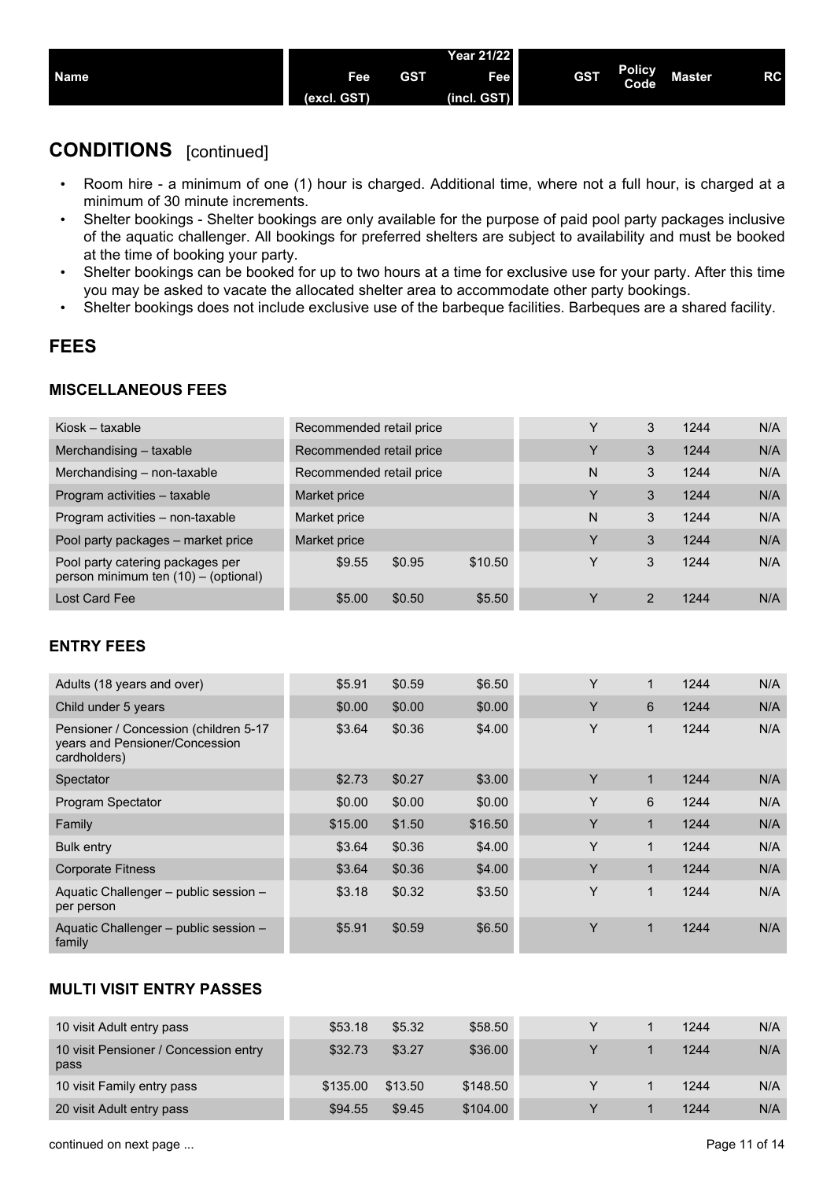## CONDITIONS [continued]

- Room hire - a minimum of one (1) hour is charged. Additional time, where not a full hour, is charged at a minimum of 30 minute increments.
- Shelter bookings - Shelter bookings are only available for the purpose of paid pool party packages inclusive of the aquatic challenger. All bookings for preferred shelters are subject to availability and must be booked at the time of booking your party.
- Shelter bookings can be booked for up to two hours at a time for exclusive use for your party. After this time you may be asked to vacate the allocated shelter area to accommodate other party bookings.
- Shelter bookings does not include exclusive use of the barbeque facilities. Barbeques are a shared facility.

## FEES

### MISCELLANEOUS FEES

| Name | Year 21/22 Fee (excl. GST) | GST | Fee (incl. GST) | GST | Policy Code | Master | RC |
|---|---|---|---|---|---|---|---|
| Kiosk – taxable | Recommended retail price | | | Y | 3 | 1244 | N/A |
| Merchandising – taxable | Recommended retail price | | | Y | 3 | 1244 | N/A |
| Merchandising – non-taxable | Recommended retail price | | | N | 3 | 1244 | N/A |
| Program activities – taxable | Market price | | | Y | 3 | 1244 | N/A |
| Program activities – non-taxable | Market price | | | N | 3 | 1244 | N/A |
| Pool party packages – market price | Market price | | | Y | 3 | 1244 | N/A |
| Pool party catering packages per person minimum ten (10) – (optional) | $9.55 | $0.95 | $10.50 | Y | 3 | 1244 | N/A |
| Lost Card Fee | $5.00 | $0.50 | $5.50 | Y | 2 | 1244 | N/A |

### ENTRY FEES

| Name | Year 21/22 Fee (excl. GST) | GST | Fee (incl. GST) | GST | Policy Code | Master | RC |
|---|---|---|---|---|---|---|---|
| Adults (18 years and over) | $5.91 | $0.59 | $6.50 | Y | 1 | 1244 | N/A |
| Child under 5 years | $0.00 | $0.00 | $0.00 | Y | 6 | 1244 | N/A |
| Pensioner / Concession (children 5-17 years and Pensioner/Concession cardholders) | $3.64 | $0.36 | $4.00 | Y | 1 | 1244 | N/A |
| Spectator | $2.73 | $0.27 | $3.00 | Y | 1 | 1244 | N/A |
| Program Spectator | $0.00 | $0.00 | $0.00 | Y | 6 | 1244 | N/A |
| Family | $15.00 | $1.50 | $16.50 | Y | 1 | 1244 | N/A |
| Bulk entry | $3.64 | $0.36 | $4.00 | Y | 1 | 1244 | N/A |
| Corporate Fitness | $3.64 | $0.36 | $4.00 | Y | 1 | 1244 | N/A |
| Aquatic Challenger – public session – per person | $3.18 | $0.32 | $3.50 | Y | 1 | 1244 | N/A |
| Aquatic Challenger – public session – family | $5.91 | $0.59 | $6.50 | Y | 1 | 1244 | N/A |

### MULTI VISIT ENTRY PASSES

| Name | Year 21/22 Fee (excl. GST) | GST | Fee (incl. GST) | GST | Policy Code | Master | RC |
|---|---|---|---|---|---|---|---|
| 10 visit Adult entry pass | $53.18 | $5.32 | $58.50 | Y | 1 | 1244 | N/A |
| 10 visit Pensioner / Concession entry pass | $32.73 | $3.27 | $36.00 | Y | 1 | 1244 | N/A |
| 10 visit Family entry pass | $135.00 | $13.50 | $148.50 | Y | 1 | 1244 | N/A |
| 20 visit Adult entry pass | $94.55 | $9.45 | $104.00 | Y | 1 | 1244 | N/A |

continued on next page ...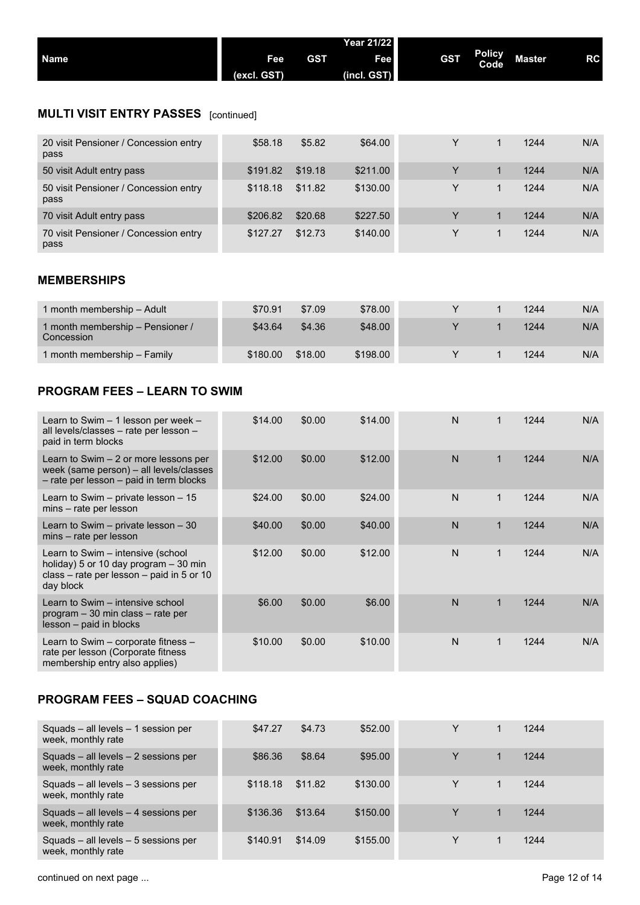| Name | Fee (excl. GST) | GST | Year 21/22 Fee (incl. GST) | GST | Policy Code | Master | RC |
|---|---|---|---|---|---|---|---|

## MULTI VISIT ENTRY PASSES [continued]

| Name | Fee (excl. GST) | GST | Year 21/22 Fee (incl. GST) | GST | Policy Code | Master | RC |
|---|---|---|---|---|---|---|---|
| 20 visit Pensioner / Concession entry pass | $58.18 | $5.82 | $64.00 | Y | 1 | 1244 | N/A |
| 50 visit Adult entry pass | $191.82 | $19.18 | $211.00 | Y | 1 | 1244 | N/A |
| 50 visit Pensioner / Concession entry pass | $118.18 | $11.82 | $130.00 | Y | 1 | 1244 | N/A |
| 70 visit Adult entry pass | $206.82 | $20.68 | $227.50 | Y | 1 | 1244 | N/A |
| 70 visit Pensioner / Concession entry pass | $127.27 | $12.73 | $140.00 | Y | 1 | 1244 | N/A |

## MEMBERSHIPS

| Name | Fee (excl. GST) | GST | Year 21/22 Fee (incl. GST) | GST | Policy Code | Master | RC |
|---|---|---|---|---|---|---|---|
| 1 month membership – Adult | $70.91 | $7.09 | $78.00 | Y | 1 | 1244 | N/A |
| 1 month membership – Pensioner / Concession | $43.64 | $4.36 | $48.00 | Y | 1 | 1244 | N/A |
| 1 month membership – Family | $180.00 | $18.00 | $198.00 | Y | 1 | 1244 | N/A |

## PROGRAM FEES – LEARN TO SWIM

| Name | Fee (excl. GST) | GST | Year 21/22 Fee (incl. GST) | GST | Policy Code | Master | RC |
|---|---|---|---|---|---|---|---|
| Learn to Swim – 1 lesson per week – all levels/classes – rate per lesson – paid in term blocks | $14.00 | $0.00 | $14.00 | N | 1 | 1244 | N/A |
| Learn to Swim – 2 or more lessons per week (same person) – all levels/classes – rate per lesson – paid in term blocks | $12.00 | $0.00 | $12.00 | N | 1 | 1244 | N/A |
| Learn to Swim – private lesson – 15 mins – rate per lesson | $24.00 | $0.00 | $24.00 | N | 1 | 1244 | N/A |
| Learn to Swim – private lesson – 30 mins – rate per lesson | $40.00 | $0.00 | $40.00 | N | 1 | 1244 | N/A |
| Learn to Swim – intensive (school holiday) 5 or 10 day program – 30 min class – rate per lesson – paid in 5 or 10 day block | $12.00 | $0.00 | $12.00 | N | 1 | 1244 | N/A |
| Learn to Swim – intensive school program – 30 min class – rate per lesson – paid in blocks | $6.00 | $0.00 | $6.00 | N | 1 | 1244 | N/A |
| Learn to Swim – corporate fitness – rate per lesson (Corporate fitness membership entry also applies) | $10.00 | $0.00 | $10.00 | N | 1 | 1244 | N/A |

## PROGRAM FEES – SQUAD COACHING

| Name | Fee (excl. GST) | GST | Year 21/22 Fee (incl. GST) | GST | Policy Code | Master | RC |
|---|---|---|---|---|---|---|---|
| Squads – all levels – 1 session per week, monthly rate | $47.27 | $4.73 | $52.00 | Y | 1 | 1244 | |
| Squads – all levels – 2 sessions per week, monthly rate | $86.36 | $8.64 | $95.00 | Y | 1 | 1244 | |
| Squads – all levels – 3 sessions per week, monthly rate | $118.18 | $11.82 | $130.00 | Y | 1 | 1244 | |
| Squads – all levels – 4 sessions per week, monthly rate | $136.36 | $13.64 | $150.00 | Y | 1 | 1244 | |
| Squads – all levels – 5 sessions per week, monthly rate | $140.91 | $14.09 | $155.00 | Y | 1 | 1244 | |

continued on next page ...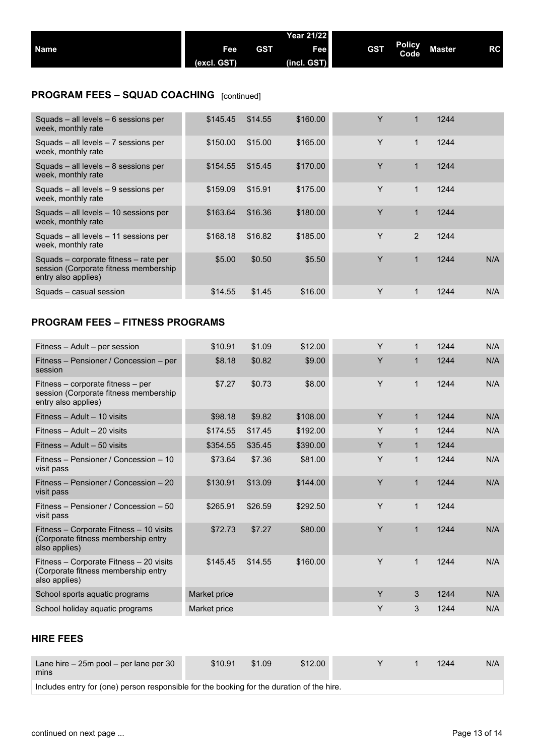| Name | Fee (excl. GST) | GST | Year 21/22 Fee (incl. GST) | GST | Policy Code | Master | RC |
|---|---|---|---|---|---|---|---|

## PROGRAM FEES – SQUAD COACHING [continued]

| Name | Fee (excl. GST) | GST | Year 21/22 Fee (incl. GST) | GST | Policy Code | Master | RC |
|---|---|---|---|---|---|---|---|
| Squads – all levels – 6 sessions per week, monthly rate | $145.45 | $14.55 | $160.00 | Y | 1 | 1244 | |
| Squads – all levels – 7 sessions per week, monthly rate | $150.00 | $15.00 | $165.00 | Y | 1 | 1244 | |
| Squads – all levels – 8 sessions per week, monthly rate | $154.55 | $15.45 | $170.00 | Y | 1 | 1244 | |
| Squads – all levels – 9 sessions per week, monthly rate | $159.09 | $15.91 | $175.00 | Y | 1 | 1244 | |
| Squads – all levels – 10 sessions per week, monthly rate | $163.64 | $16.36 | $180.00 | Y | 1 | 1244 | |
| Squads – all levels – 11 sessions per week, monthly rate | $168.18 | $16.82 | $185.00 | Y | 2 | 1244 | |
| Squads – corporate fitness – rate per session (Corporate fitness membership entry also applies) | $5.00 | $0.50 | $5.50 | Y | 1 | 1244 | N/A |
| Squads – casual session | $14.55 | $1.45 | $16.00 | Y | 1 | 1244 | N/A |

## PROGRAM FEES – FITNESS PROGRAMS

| Name | Fee (excl. GST) | GST | Year 21/22 Fee (incl. GST) | GST | Policy Code | Master | RC |
|---|---|---|---|---|---|---|---|
| Fitness – Adult – per session | $10.91 | $1.09 | $12.00 | Y | 1 | 1244 | N/A |
| Fitness – Pensioner / Concession – per session | $8.18 | $0.82 | $9.00 | Y | 1 | 1244 | N/A |
| Fitness – corporate fitness – per session (Corporate fitness membership entry also applies) | $7.27 | $0.73 | $8.00 | Y | 1 | 1244 | N/A |
| Fitness – Adult – 10 visits | $98.18 | $9.82 | $108.00 | Y | 1 | 1244 | N/A |
| Fitness – Adult – 20 visits | $174.55 | $17.45 | $192.00 | Y | 1 | 1244 | N/A |
| Fitness – Adult – 50 visits | $354.55 | $35.45 | $390.00 | Y | 1 | 1244 | |
| Fitness – Pensioner / Concession – 10 visit pass | $73.64 | $7.36 | $81.00 | Y | 1 | 1244 | N/A |
| Fitness – Pensioner / Concession – 20 visit pass | $130.91 | $13.09 | $144.00 | Y | 1 | 1244 | N/A |
| Fitness – Pensioner / Concession – 50 visit pass | $265.91 | $26.59 | $292.50 | Y | 1 | 1244 | |
| Fitness – Corporate Fitness – 10 visits (Corporate fitness membership entry also applies) | $72.73 | $7.27 | $80.00 | Y | 1 | 1244 | N/A |
| Fitness – Corporate Fitness – 20 visits (Corporate fitness membership entry also applies) | $145.45 | $14.55 | $160.00 | Y | 1 | 1244 | N/A |
| School sports aquatic programs | Market price | | | Y | 3 | 1244 | N/A |
| School holiday aquatic programs | Market price | | | Y | 3 | 1244 | N/A |

## HIRE FEES

| Name | Fee (excl. GST) | GST | Year 21/22 Fee (incl. GST) | GST | Policy Code | Master | RC |
|---|---|---|---|---|---|---|---|
| Lane hire – 25m pool – per lane per 30 mins | $10.91 | $1.09 | $12.00 | Y | 1 | 1244 | N/A |

Includes entry for (one) person responsible for the booking for the duration of the hire.

continued on next page ...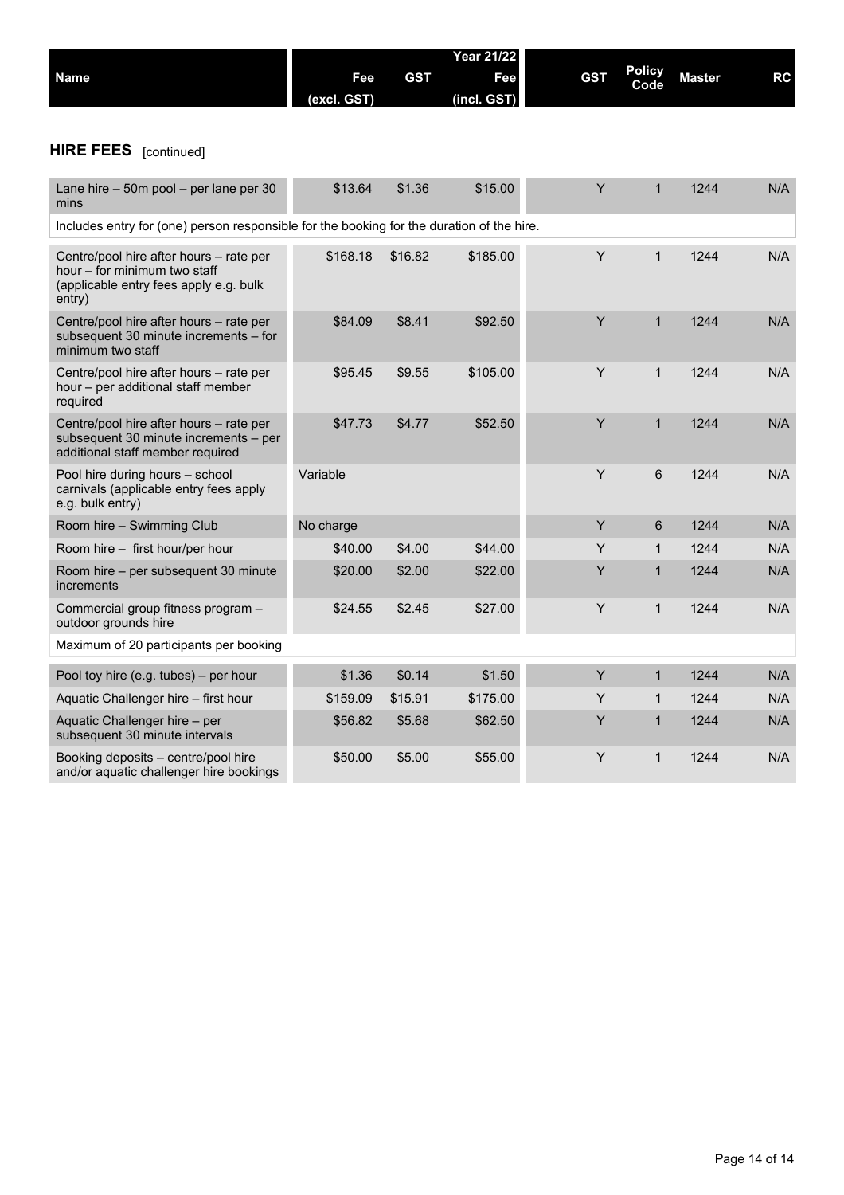| Name | Fee (excl. GST) | GST | Year 21/22 Fee (incl. GST) | GST | Policy Code | Master | RC |
|---|---|---|---|---|---|---|---|

## HIRE FEES [continued]

| Name | Fee (excl. GST) | GST | Year 21/22 Fee (incl. GST) | GST | Policy Code | Master | RC |
|---|---|---|---|---|---|---|---|
| Lane hire – 50m pool – per lane per 30 mins | $13.64 | $1.36 | $15.00 | Y | 1 | 1244 | N/A |
| Includes entry for (one) person responsible for the booking for the duration of the hire. | | | | | | | |
| Centre/pool hire after hours – rate per hour – for minimum two staff (applicable entry fees apply e.g. bulk entry) | $168.18 | $16.82 | $185.00 | Y | 1 | 1244 | N/A |
| Centre/pool hire after hours – rate per subsequent 30 minute increments – for minimum two staff | $84.09 | $8.41 | $92.50 | Y | 1 | 1244 | N/A |
| Centre/pool hire after hours – rate per hour – per additional staff member required | $95.45 | $9.55 | $105.00 | Y | 1 | 1244 | N/A |
| Centre/pool hire after hours – rate per subsequent 30 minute increments – per additional staff member required | $47.73 | $4.77 | $52.50 | Y | 1 | 1244 | N/A |
| Pool hire during hours – school carnivals (applicable entry fees apply e.g. bulk entry) | Variable | | | Y | 6 | 1244 | N/A |
| Room hire – Swimming Club | No charge | | | Y | 6 | 1244 | N/A |
| Room hire – first hour/per hour | $40.00 | $4.00 | $44.00 | Y | 1 | 1244 | N/A |
| Room hire – per subsequent 30 minute increments | $20.00 | $2.00 | $22.00 | Y | 1 | 1244 | N/A |
| Commercial group fitness program – outdoor grounds hire | $24.55 | $2.45 | $27.00 | Y | 1 | 1244 | N/A |
| Maximum of 20 participants per booking | | | | | | | |
| Pool toy hire (e.g. tubes) – per hour | $1.36 | $0.14 | $1.50 | Y | 1 | 1244 | N/A |
| Aquatic Challenger hire – first hour | $159.09 | $15.91 | $175.00 | Y | 1 | 1244 | N/A |
| Aquatic Challenger hire – per subsequent 30 minute intervals | $56.82 | $5.68 | $62.50 | Y | 1 | 1244 | N/A |
| Booking deposits – centre/pool hire and/or aquatic challenger hire bookings | $50.00 | $5.00 | $55.00 | Y | 1 | 1244 | N/A |